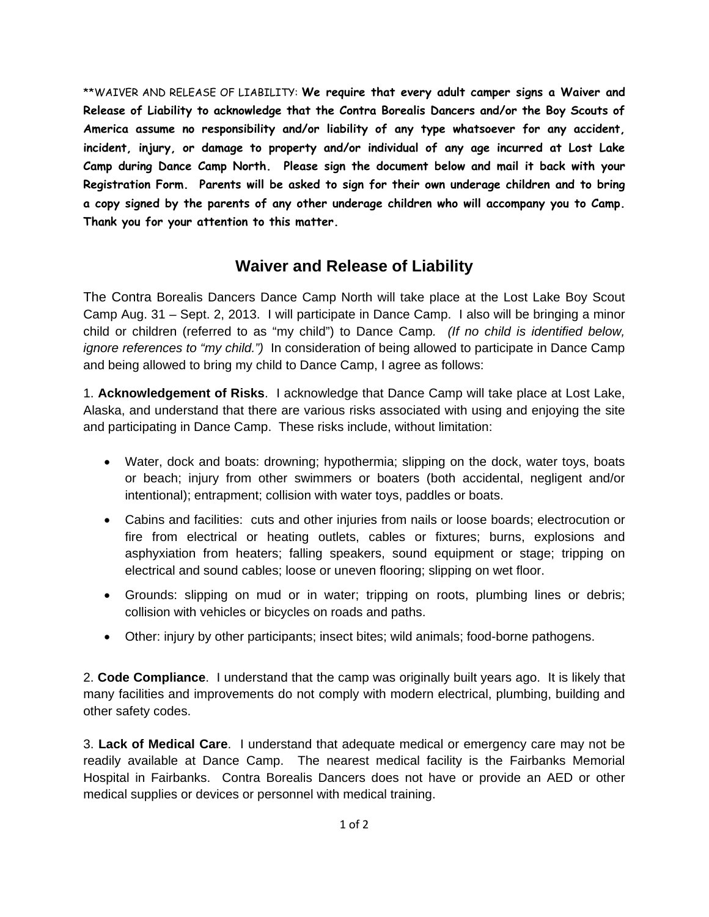**WAIVER AND RELEASE OF LIABILITY: **We require that every adult camper signs a Waiver and Release of Liability to acknowledge that the Contra Borealis Dancers and/or the Boy Scouts of America assume no responsibility and/or liability of any type whatsoever for any accident, incident, injury, or damage to property and/or individual of any age incurred at Lost Lake Camp during Dance Camp North. Please sign the document below and mail it back with your Registration Form. Parents will be asked to sign for their own underage children and to bring a copy signed by the parents of any other underage children who will accompany you to Camp. Thank you for your attention to this matter.**

# Waiver and Release of Liability

The Contra Borealis Dancers Dance Camp North will take place at the Lost Lake Boy Scout Camp Aug. 31 – Sept. 2, 2013. I will participate in Dance Camp. I also will be bringing a minor child or children (referred to as "my child") to Dance Camp. *(If no child is identified below, ignore references to "my child.")* In consideration of being allowed to participate in Dance Camp and being allowed to bring my child to Dance Camp, I agree as follows:

1. **Acknowledgement of Risks**. I acknowledge that Dance Camp will take place at Lost Lake, Alaska, and understand that there are various risks associated with using and enjoying the site and participating in Dance Camp. These risks include, without limitation:

- Water, dock and boats: drowning; hypothermia; slipping on the dock, water toys, boats or beach; injury from other swimmers or boaters (both accidental, negligent and/or intentional); entrapment; collision with water toys, paddles or boats.
- Cabins and facilities: cuts and other injuries from nails or loose boards; electrocution or fire from electrical or heating outlets, cables or fixtures; burns, explosions and asphyxiation from heaters; falling speakers, sound equipment or stage; tripping on electrical and sound cables; loose or uneven flooring; slipping on wet floor.
- Grounds: slipping on mud or in water; tripping on roots, plumbing lines or debris; collision with vehicles or bicycles on roads and paths.
- Other: injury by other participants; insect bites; wild animals; food-borne pathogens.

2. **Code Compliance**. I understand that the camp was originally built years ago. It is likely that many facilities and improvements do not comply with modern electrical, plumbing, building and other safety codes.

3. **Lack of Medical Care**. I understand that adequate medical or emergency care may not be readily available at Dance Camp. The nearest medical facility is the Fairbanks Memorial Hospital in Fairbanks. Contra Borealis Dancers does not have or provide an AED or other medical supplies or devices or personnel with medical training.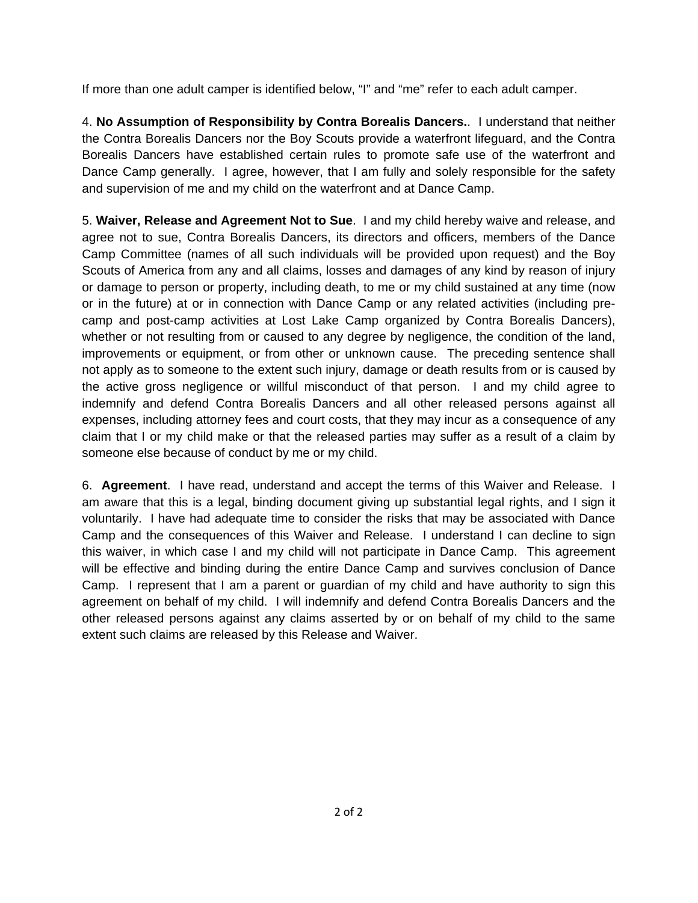If more than one adult camper is identified below, "I" and "me" refer to each adult camper.

4. **No Assumption of Responsibility by Contra Borealis Dancers.**. I understand that neither the Contra Borealis Dancers nor the Boy Scouts provide a waterfront lifeguard, and the Contra Borealis Dancers have established certain rules to promote safe use of the waterfront and Dance Camp generally. I agree, however, that I am fully and solely responsible for the safety and supervision of me and my child on the waterfront and at Dance Camp.

5. **Waiver, Release and Agreement Not to Sue**. I and my child hereby waive and release, and agree not to sue, Contra Borealis Dancers, its directors and officers, members of the Dance Camp Committee (names of all such individuals will be provided upon request) and the Boy Scouts of America from any and all claims, losses and damages of any kind by reason of injury or damage to person or property, including death, to me or my child sustained at any time (now or in the future) at or in connection with Dance Camp or any related activities (including pre-camp and post-camp activities at Lost Lake Camp organized by Contra Borealis Dancers), whether or not resulting from or caused to any degree by negligence, the condition of the land, improvements or equipment, or from other or unknown cause. The preceding sentence shall not apply as to someone to the extent such injury, damage or death results from or is caused by the active gross negligence or willful misconduct of that person. I and my child agree to indemnify and defend Contra Borealis Dancers and all other released persons against all expenses, including attorney fees and court costs, that they may incur as a consequence of any claim that I or my child make or that the released parties may suffer as a result of a claim by someone else because of conduct by me or my child.

6. **Agreement**. I have read, understand and accept the terms of this Waiver and Release. I am aware that this is a legal, binding document giving up substantial legal rights, and I sign it voluntarily. I have had adequate time to consider the risks that may be associated with Dance Camp and the consequences of this Waiver and Release. I understand I can decline to sign this waiver, in which case I and my child will not participate in Dance Camp. This agreement will be effective and binding during the entire Dance Camp and survives conclusion of Dance Camp. I represent that I am a parent or guardian of my child and have authority to sign this agreement on behalf of my child. I will indemnify and defend Contra Borealis Dancers and the other released persons against any claims asserted by or on behalf of my child to the same extent such claims are released by this Release and Waiver.